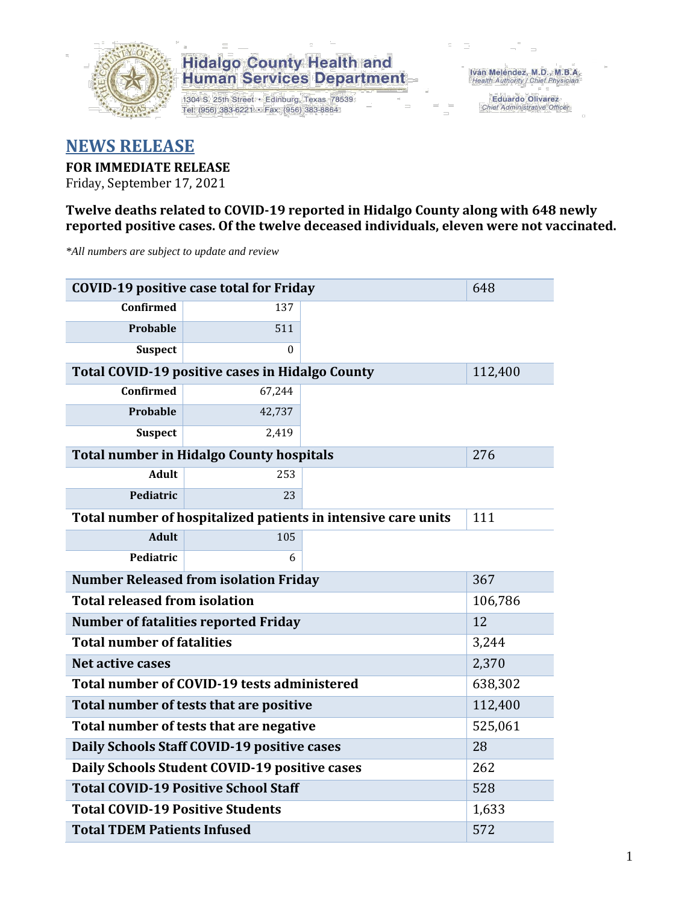Hidalgo County Health and Human Services Department

1304 S. 25th Street • Edinburg, Texas 78539
Tel: (956) 383-6221 • Fax: (956) 383-8864

Iván Meléndez, M.D., M.B.A.
Health Authority / Chief Physician

Eduardo Olivarez
Chief Administrative Officer

# NEWS RELEASE

**FOR IMMEDIATE RELEASE**
Friday, September 17, 2021

**Twelve deaths related to COVID-19 reported in Hidalgo County along with 648 newly reported positive cases. Of the twelve deceased individuals, eleven were not vaccinated.**

*\*All numbers are subject to update and review*

| COVID-19 positive case total for Friday | | 648 |
|---|---|---|
| Confirmed | 137 | |
| Probable | 511 | |
| Suspect | 0 | |
| **Total COVID-19 positive cases in Hidalgo County** | | 112,400 |
| Confirmed | 67,244 | |
| Probable | 42,737 | |
| Suspect | 2,419 | |
| **Total number in Hidalgo County hospitals** | | 276 |
| Adult | 253 | |
| Pediatric | 23 | |
| **Total number of hospitalized patients in intensive care units** | | 111 |
| Adult | 105 | |
| Pediatric | 6 | |
| **Number Released from isolation Friday** | | 367 |
| **Total released from isolation** | | 106,786 |
| **Number of fatalities reported Friday** | | 12 |
| **Total number of fatalities** | | 3,244 |
| **Net active cases** | | 2,370 |
| **Total number of COVID-19 tests administered** | | 638,302 |
| **Total number of tests that are positive** | | 112,400 |
| **Total number of tests that are negative** | | 525,061 |
| **Daily Schools Staff COVID-19 positive cases** | | 28 |
| **Daily Schools Student COVID-19 positive cases** | | 262 |
| **Total COVID-19 Positive School Staff** | | 528 |
| **Total COVID-19 Positive Students** | | 1,633 |
| **Total TDEM Patients Infused** | | 572 |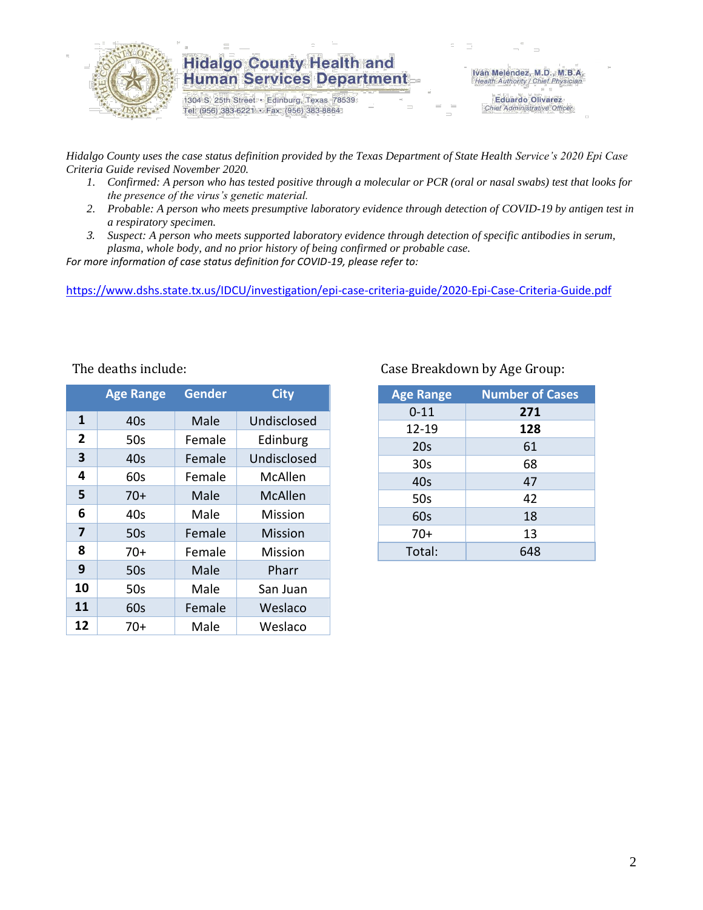# Hidalgo County Health and Human Services Department

1304 S. 25th Street • Edinburg, Texas 78539
Tel: (956) 383-6221 • Fax: (956) 383-8864

Iván Meléndez, M.D., M.B.A.
*Health Authority / Chief Physician*

Eduardo Olivarez
*Chief Administrative Officer*

*Hidalgo County uses the case status definition provided by the Texas Department of State Health Service's 2020 Epi Case Criteria Guide revised November 2020.*

1. *Confirmed: A person who has tested positive through a molecular or PCR (oral or nasal swabs) test that looks for the presence of the virus's genetic material.*
2. *Probable: A person who meets presumptive laboratory evidence through detection of COVID-19 by antigen test in a respiratory specimen.*
3. *Suspect: A person who meets supported laboratory evidence through detection of specific antibodies in serum, plasma, whole body, and no prior history of being confirmed or probable case.*

*For more information of case status definition for COVID-19, please refer to:*

https://www.dshs.state.tx.us/IDCU/investigation/epi-case-criteria-guide/2020-Epi-Case-Criteria-Guide.pdf

The deaths include:

| | Age Range | Gender | City |
|---|---|---|---|
| **1** | 40s | Male | Undisclosed |
| **2** | 50s | Female | Edinburg |
| **3** | 40s | Female | Undisclosed |
| **4** | 60s | Female | McAllen |
| **5** | 70+ | Male | McAllen |
| **6** | 40s | Male | Mission |
| **7** | 50s | Female | Mission |
| **8** | 70+ | Female | Mission |
| **9** | 50s | Male | Pharr |
| **10** | 50s | Male | San Juan |
| **11** | 60s | Female | Weslaco |
| **12** | 70+ | Male | Weslaco |

Case Breakdown by Age Group:

| Age Range | Number of Cases |
|---|---|
| 0-11 | **271** |
| 12-19 | **128** |
| 20s | 61 |
| 30s | 68 |
| 40s | 47 |
| 50s | 42 |
| 60s | 18 |
| 70+ | 13 |
| Total: | 648 |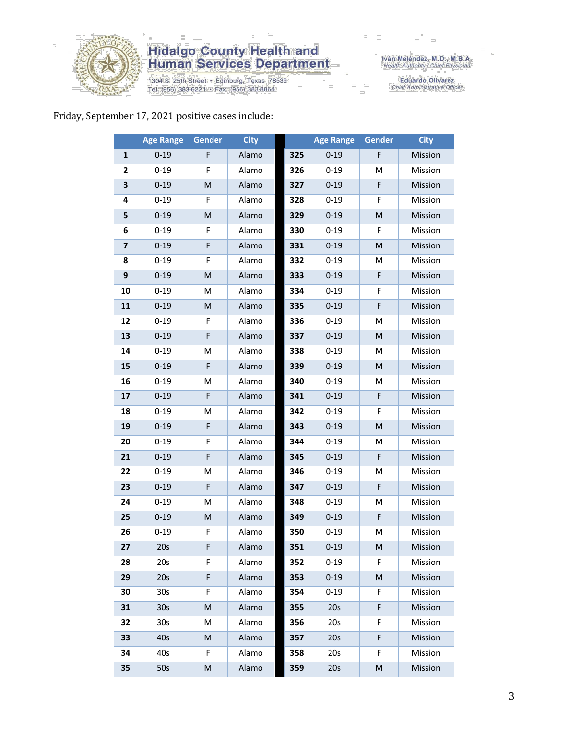Friday, September 17, 2021 positive cases include:

| | Age Range | Gender | City | | Age Range | Gender | City |
|---|---|---|---|---|---|---|---|
| **1** | 0-19 | F | Alamo | **325** | 0-19 | F | Mission |
| **2** | 0-19 | F | Alamo | **326** | 0-19 | M | Mission |
| **3** | 0-19 | M | Alamo | **327** | 0-19 | F | Mission |
| **4** | 0-19 | F | Alamo | **328** | 0-19 | F | Mission |
| **5** | 0-19 | M | Alamo | **329** | 0-19 | M | Mission |
| **6** | 0-19 | F | Alamo | **330** | 0-19 | F | Mission |
| **7** | 0-19 | F | Alamo | **331** | 0-19 | M | Mission |
| **8** | 0-19 | F | Alamo | **332** | 0-19 | M | Mission |
| **9** | 0-19 | M | Alamo | **333** | 0-19 | F | Mission |
| **10** | 0-19 | M | Alamo | **334** | 0-19 | F | Mission |
| **11** | 0-19 | M | Alamo | **335** | 0-19 | F | Mission |
| **12** | 0-19 | F | Alamo | **336** | 0-19 | M | Mission |
| **13** | 0-19 | F | Alamo | **337** | 0-19 | M | Mission |
| **14** | 0-19 | M | Alamo | **338** | 0-19 | M | Mission |
| **15** | 0-19 | F | Alamo | **339** | 0-19 | M | Mission |
| **16** | 0-19 | M | Alamo | **340** | 0-19 | M | Mission |
| **17** | 0-19 | F | Alamo | **341** | 0-19 | F | Mission |
| **18** | 0-19 | M | Alamo | **342** | 0-19 | F | Mission |
| **19** | 0-19 | F | Alamo | **343** | 0-19 | M | Mission |
| **20** | 0-19 | F | Alamo | **344** | 0-19 | M | Mission |
| **21** | 0-19 | F | Alamo | **345** | 0-19 | F | Mission |
| **22** | 0-19 | M | Alamo | **346** | 0-19 | M | Mission |
| **23** | 0-19 | F | Alamo | **347** | 0-19 | F | Mission |
| **24** | 0-19 | M | Alamo | **348** | 0-19 | M | Mission |
| **25** | 0-19 | M | Alamo | **349** | 0-19 | F | Mission |
| **26** | 0-19 | F | Alamo | **350** | 0-19 | M | Mission |
| **27** | 20s | F | Alamo | **351** | 0-19 | M | Mission |
| **28** | 20s | F | Alamo | **352** | 0-19 | F | Mission |
| **29** | 20s | F | Alamo | **353** | 0-19 | M | Mission |
| **30** | 30s | F | Alamo | **354** | 0-19 | F | Mission |
| **31** | 30s | M | Alamo | **355** | 20s | F | Mission |
| **32** | 30s | M | Alamo | **356** | 20s | F | Mission |
| **33** | 40s | M | Alamo | **357** | 20s | F | Mission |
| **34** | 40s | F | Alamo | **358** | 20s | F | Mission |
| **35** | 50s | M | Alamo | **359** | 20s | M | Mission |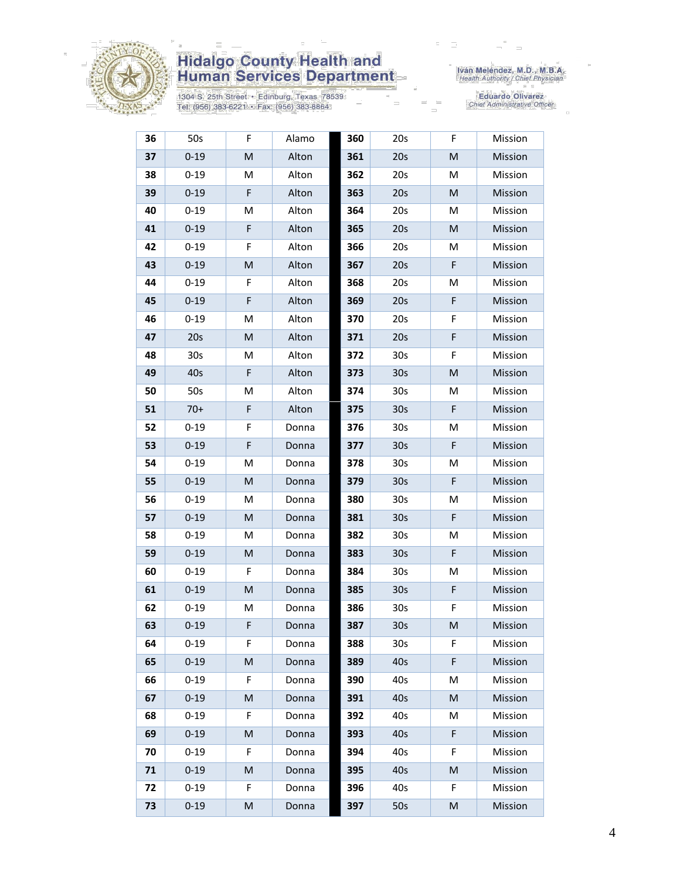| 36 | 50s | F | Alamo | 360 | 20s | F | Mission |
|---|---|---|---|---|---|---|---|
| 37 | 0-19 | M | Alton | 361 | 20s | M | Mission |
| 38 | 0-19 | M | Alton | 362 | 20s | M | Mission |
| 39 | 0-19 | F | Alton | 363 | 20s | M | Mission |
| 40 | 0-19 | M | Alton | 364 | 20s | M | Mission |
| 41 | 0-19 | F | Alton | 365 | 20s | M | Mission |
| 42 | 0-19 | F | Alton | 366 | 20s | M | Mission |
| 43 | 0-19 | M | Alton | 367 | 20s | F | Mission |
| 44 | 0-19 | F | Alton | 368 | 20s | M | Mission |
| 45 | 0-19 | F | Alton | 369 | 20s | F | Mission |
| 46 | 0-19 | M | Alton | 370 | 20s | F | Mission |
| 47 | 20s | M | Alton | 371 | 20s | F | Mission |
| 48 | 30s | M | Alton | 372 | 30s | F | Mission |
| 49 | 40s | F | Alton | 373 | 30s | M | Mission |
| 50 | 50s | M | Alton | 374 | 30s | M | Mission |
| 51 | 70+ | F | Alton | 375 | 30s | F | Mission |
| 52 | 0-19 | F | Donna | 376 | 30s | M | Mission |
| 53 | 0-19 | F | Donna | 377 | 30s | F | Mission |
| 54 | 0-19 | M | Donna | 378 | 30s | M | Mission |
| 55 | 0-19 | M | Donna | 379 | 30s | F | Mission |
| 56 | 0-19 | M | Donna | 380 | 30s | M | Mission |
| 57 | 0-19 | M | Donna | 381 | 30s | F | Mission |
| 58 | 0-19 | M | Donna | 382 | 30s | M | Mission |
| 59 | 0-19 | M | Donna | 383 | 30s | F | Mission |
| 60 | 0-19 | F | Donna | 384 | 30s | M | Mission |
| 61 | 0-19 | M | Donna | 385 | 30s | F | Mission |
| 62 | 0-19 | M | Donna | 386 | 30s | F | Mission |
| 63 | 0-19 | F | Donna | 387 | 30s | M | Mission |
| 64 | 0-19 | F | Donna | 388 | 30s | F | Mission |
| 65 | 0-19 | M | Donna | 389 | 40s | F | Mission |
| 66 | 0-19 | F | Donna | 390 | 40s | M | Mission |
| 67 | 0-19 | M | Donna | 391 | 40s | M | Mission |
| 68 | 0-19 | F | Donna | 392 | 40s | M | Mission |
| 69 | 0-19 | M | Donna | 393 | 40s | F | Mission |
| 70 | 0-19 | F | Donna | 394 | 40s | F | Mission |
| 71 | 0-19 | M | Donna | 395 | 40s | M | Mission |
| 72 | 0-19 | F | Donna | 396 | 40s | F | Mission |
| 73 | 0-19 | M | Donna | 397 | 50s | M | Mission |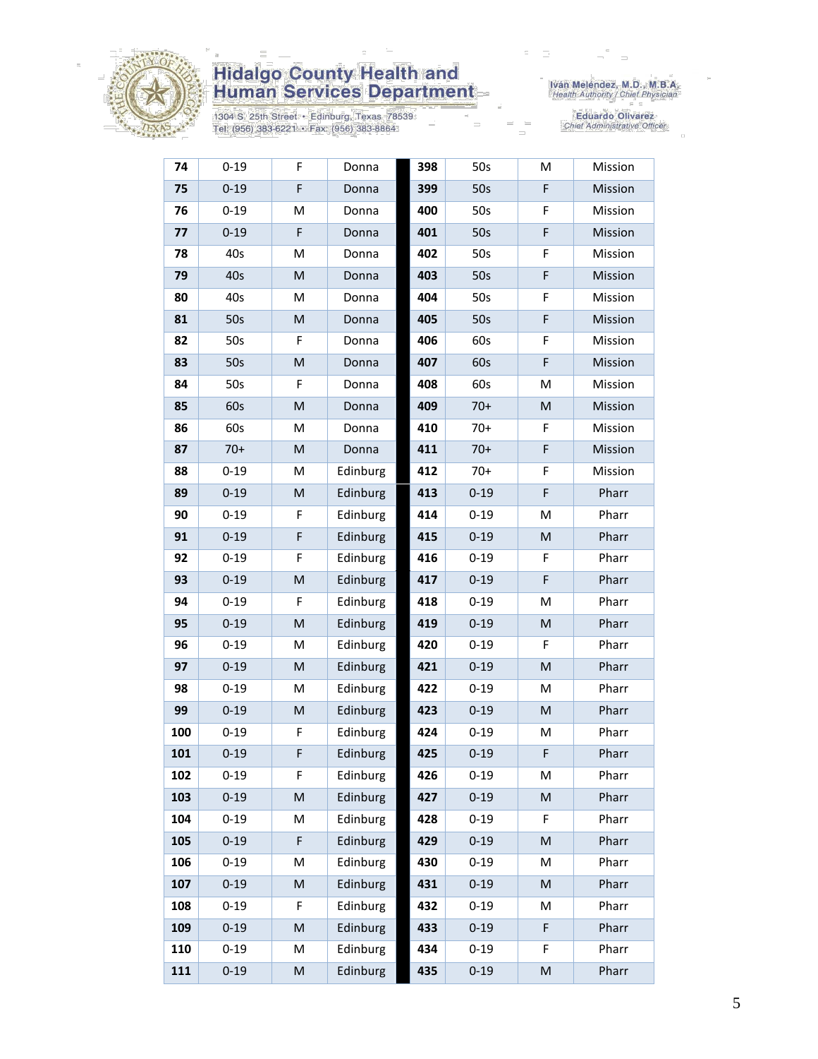Hidalgo County Health and Human Services Department

1304 S. 25th Street • Edinburg, Texas 78539
Tel: (956) 383-6221 • Fax: (956) 383-8864

Iván Meléndez, M.D., M.B.A.
*Health Authority / Chief Physician*

Eduardo Olivarez
*Chief Administrative Officer*

| | | | | | | | |
|---|---|---|---|---|---|---|---|
| **74** | 0-19 | F | Donna | **398** | 50s | M | Mission |
| **75** | 0-19 | F | Donna | **399** | 50s | F | Mission |
| **76** | 0-19 | M | Donna | **400** | 50s | F | Mission |
| **77** | 0-19 | F | Donna | **401** | 50s | F | Mission |
| **78** | 40s | M | Donna | **402** | 50s | F | Mission |
| **79** | 40s | M | Donna | **403** | 50s | F | Mission |
| **80** | 40s | M | Donna | **404** | 50s | F | Mission |
| **81** | 50s | M | Donna | **405** | 50s | F | Mission |
| **82** | 50s | F | Donna | **406** | 60s | F | Mission |
| **83** | 50s | M | Donna | **407** | 60s | F | Mission |
| **84** | 50s | F | Donna | **408** | 60s | M | Mission |
| **85** | 60s | M | Donna | **409** | 70+ | M | Mission |
| **86** | 60s | M | Donna | **410** | 70+ | F | Mission |
| **87** | 70+ | M | Donna | **411** | 70+ | F | Mission |
| **88** | 0-19 | M | Edinburg | **412** | 70+ | F | Mission |
| **89** | 0-19 | M | Edinburg | **413** | 0-19 | F | Pharr |
| **90** | 0-19 | F | Edinburg | **414** | 0-19 | M | Pharr |
| **91** | 0-19 | F | Edinburg | **415** | 0-19 | M | Pharr |
| **92** | 0-19 | F | Edinburg | **416** | 0-19 | F | Pharr |
| **93** | 0-19 | M | Edinburg | **417** | 0-19 | F | Pharr |
| **94** | 0-19 | F | Edinburg | **418** | 0-19 | M | Pharr |
| **95** | 0-19 | M | Edinburg | **419** | 0-19 | M | Pharr |
| **96** | 0-19 | M | Edinburg | **420** | 0-19 | F | Pharr |
| **97** | 0-19 | M | Edinburg | **421** | 0-19 | M | Pharr |
| **98** | 0-19 | M | Edinburg | **422** | 0-19 | M | Pharr |
| **99** | 0-19 | M | Edinburg | **423** | 0-19 | M | Pharr |
| **100** | 0-19 | F | Edinburg | **424** | 0-19 | M | Pharr |
| **101** | 0-19 | F | Edinburg | **425** | 0-19 | F | Pharr |
| **102** | 0-19 | F | Edinburg | **426** | 0-19 | M | Pharr |
| **103** | 0-19 | M | Edinburg | **427** | 0-19 | M | Pharr |
| **104** | 0-19 | M | Edinburg | **428** | 0-19 | F | Pharr |
| **105** | 0-19 | F | Edinburg | **429** | 0-19 | M | Pharr |
| **106** | 0-19 | M | Edinburg | **430** | 0-19 | M | Pharr |
| **107** | 0-19 | M | Edinburg | **431** | 0-19 | M | Pharr |
| **108** | 0-19 | F | Edinburg | **432** | 0-19 | M | Pharr |
| **109** | 0-19 | M | Edinburg | **433** | 0-19 | F | Pharr |
| **110** | 0-19 | M | Edinburg | **434** | 0-19 | F | Pharr |
| **111** | 0-19 | M | Edinburg | **435** | 0-19 | M | Pharr |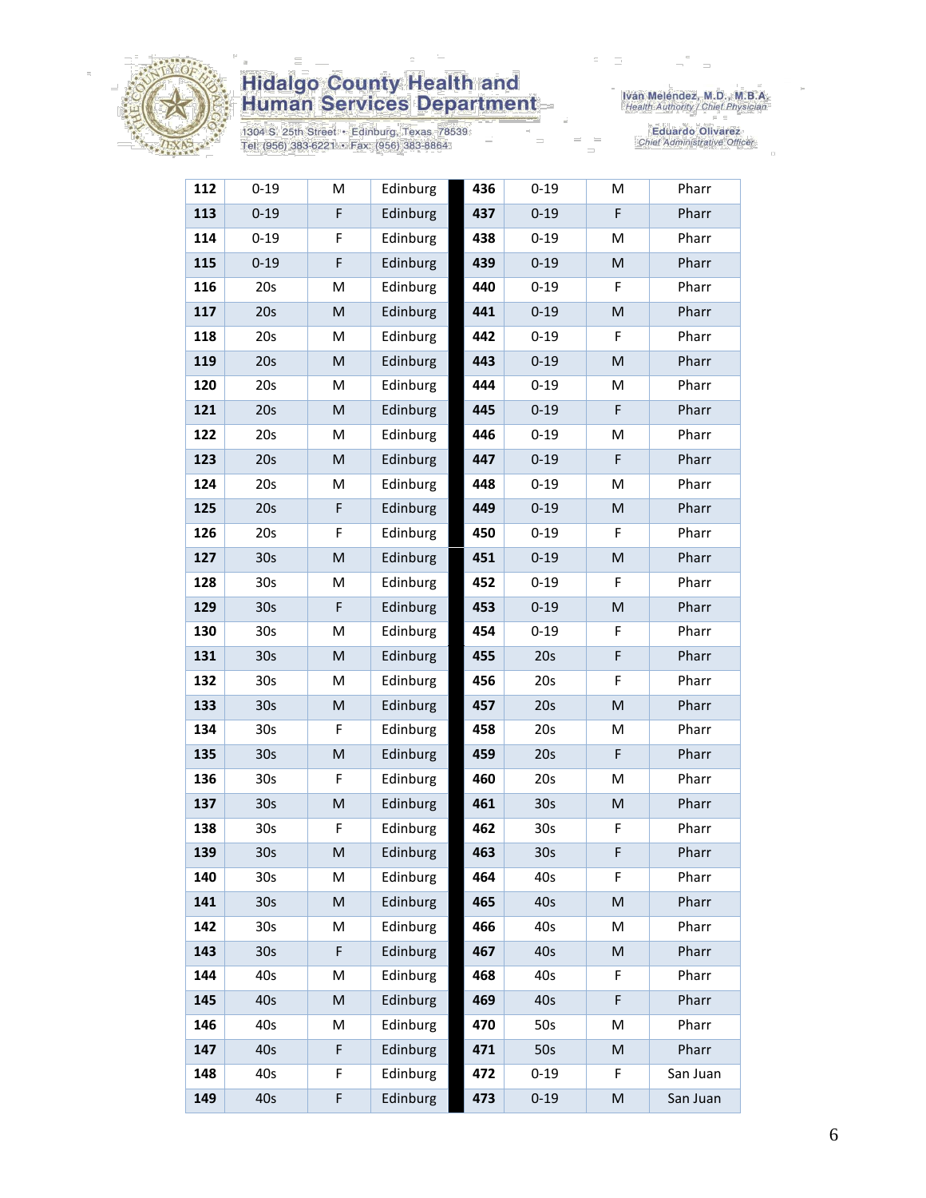| 112 | 0-19 | M | Edinburg | 436 | 0-19 | M | Pharr |
|---|---|---|---|---|---|---|---|
| 113 | 0-19 | F | Edinburg | 437 | 0-19 | F | Pharr |
| 114 | 0-19 | F | Edinburg | 438 | 0-19 | M | Pharr |
| 115 | 0-19 | F | Edinburg | 439 | 0-19 | M | Pharr |
| 116 | 20s | M | Edinburg | 440 | 0-19 | F | Pharr |
| 117 | 20s | M | Edinburg | 441 | 0-19 | M | Pharr |
| 118 | 20s | M | Edinburg | 442 | 0-19 | F | Pharr |
| 119 | 20s | M | Edinburg | 443 | 0-19 | M | Pharr |
| 120 | 20s | M | Edinburg | 444 | 0-19 | M | Pharr |
| 121 | 20s | M | Edinburg | 445 | 0-19 | F | Pharr |
| 122 | 20s | M | Edinburg | 446 | 0-19 | M | Pharr |
| 123 | 20s | M | Edinburg | 447 | 0-19 | F | Pharr |
| 124 | 20s | M | Edinburg | 448 | 0-19 | M | Pharr |
| 125 | 20s | F | Edinburg | 449 | 0-19 | M | Pharr |
| 126 | 20s | F | Edinburg | 450 | 0-19 | F | Pharr |
| 127 | 30s | M | Edinburg | 451 | 0-19 | M | Pharr |
| 128 | 30s | M | Edinburg | 452 | 0-19 | F | Pharr |
| 129 | 30s | F | Edinburg | 453 | 0-19 | M | Pharr |
| 130 | 30s | M | Edinburg | 454 | 0-19 | F | Pharr |
| 131 | 30s | M | Edinburg | 455 | 20s | F | Pharr |
| 132 | 30s | M | Edinburg | 456 | 20s | F | Pharr |
| 133 | 30s | M | Edinburg | 457 | 20s | M | Pharr |
| 134 | 30s | F | Edinburg | 458 | 20s | M | Pharr |
| 135 | 30s | M | Edinburg | 459 | 20s | F | Pharr |
| 136 | 30s | F | Edinburg | 460 | 20s | M | Pharr |
| 137 | 30s | M | Edinburg | 461 | 30s | M | Pharr |
| 138 | 30s | F | Edinburg | 462 | 30s | F | Pharr |
| 139 | 30s | M | Edinburg | 463 | 30s | F | Pharr |
| 140 | 30s | M | Edinburg | 464 | 40s | F | Pharr |
| 141 | 30s | M | Edinburg | 465 | 40s | M | Pharr |
| 142 | 30s | M | Edinburg | 466 | 40s | M | Pharr |
| 143 | 30s | F | Edinburg | 467 | 40s | M | Pharr |
| 144 | 40s | M | Edinburg | 468 | 40s | F | Pharr |
| 145 | 40s | M | Edinburg | 469 | 40s | F | Pharr |
| 146 | 40s | M | Edinburg | 470 | 50s | M | Pharr |
| 147 | 40s | F | Edinburg | 471 | 50s | M | Pharr |
| 148 | 40s | F | Edinburg | 472 | 0-19 | F | San Juan |
| 149 | 40s | F | Edinburg | 473 | 0-19 | M | San Juan |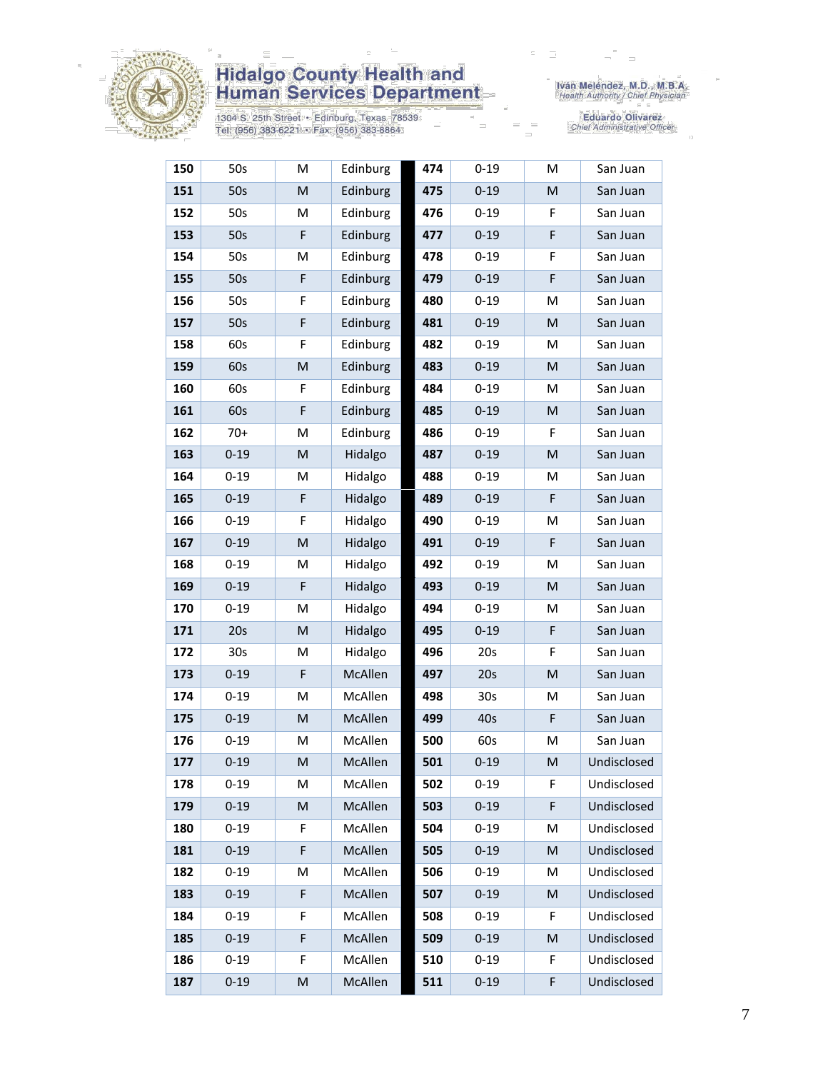| | | | | | | | |
|---|---|---|---|---|---|---|---|
| **150** | 50s | M | Edinburg | **474** | 0-19 | M | San Juan |
| **151** | 50s | M | Edinburg | **475** | 0-19 | M | San Juan |
| **152** | 50s | M | Edinburg | **476** | 0-19 | F | San Juan |
| **153** | 50s | F | Edinburg | **477** | 0-19 | F | San Juan |
| **154** | 50s | M | Edinburg | **478** | 0-19 | F | San Juan |
| **155** | 50s | F | Edinburg | **479** | 0-19 | F | San Juan |
| **156** | 50s | F | Edinburg | **480** | 0-19 | M | San Juan |
| **157** | 50s | F | Edinburg | **481** | 0-19 | M | San Juan |
| **158** | 60s | F | Edinburg | **482** | 0-19 | M | San Juan |
| **159** | 60s | M | Edinburg | **483** | 0-19 | M | San Juan |
| **160** | 60s | F | Edinburg | **484** | 0-19 | M | San Juan |
| **161** | 60s | F | Edinburg | **485** | 0-19 | M | San Juan |
| **162** | 70+ | M | Edinburg | **486** | 0-19 | F | San Juan |
| **163** | 0-19 | M | Hidalgo | **487** | 0-19 | M | San Juan |
| **164** | 0-19 | M | Hidalgo | **488** | 0-19 | M | San Juan |
| **165** | 0-19 | F | Hidalgo | **489** | 0-19 | F | San Juan |
| **166** | 0-19 | F | Hidalgo | **490** | 0-19 | M | San Juan |
| **167** | 0-19 | M | Hidalgo | **491** | 0-19 | F | San Juan |
| **168** | 0-19 | M | Hidalgo | **492** | 0-19 | M | San Juan |
| **169** | 0-19 | F | Hidalgo | **493** | 0-19 | M | San Juan |
| **170** | 0-19 | M | Hidalgo | **494** | 0-19 | M | San Juan |
| **171** | 20s | M | Hidalgo | **495** | 0-19 | F | San Juan |
| **172** | 30s | M | Hidalgo | **496** | 20s | F | San Juan |
| **173** | 0-19 | F | McAllen | **497** | 20s | M | San Juan |
| **174** | 0-19 | M | McAllen | **498** | 30s | M | San Juan |
| **175** | 0-19 | M | McAllen | **499** | 40s | F | San Juan |
| **176** | 0-19 | M | McAllen | **500** | 60s | M | San Juan |
| **177** | 0-19 | M | McAllen | **501** | 0-19 | M | Undisclosed |
| **178** | 0-19 | M | McAllen | **502** | 0-19 | F | Undisclosed |
| **179** | 0-19 | M | McAllen | **503** | 0-19 | F | Undisclosed |
| **180** | 0-19 | F | McAllen | **504** | 0-19 | M | Undisclosed |
| **181** | 0-19 | F | McAllen | **505** | 0-19 | M | Undisclosed |
| **182** | 0-19 | M | McAllen | **506** | 0-19 | M | Undisclosed |
| **183** | 0-19 | F | McAllen | **507** | 0-19 | M | Undisclosed |
| **184** | 0-19 | F | McAllen | **508** | 0-19 | F | Undisclosed |
| **185** | 0-19 | F | McAllen | **509** | 0-19 | M | Undisclosed |
| **186** | 0-19 | F | McAllen | **510** | 0-19 | F | Undisclosed |
| **187** | 0-19 | M | McAllen | **511** | 0-19 | F | Undisclosed |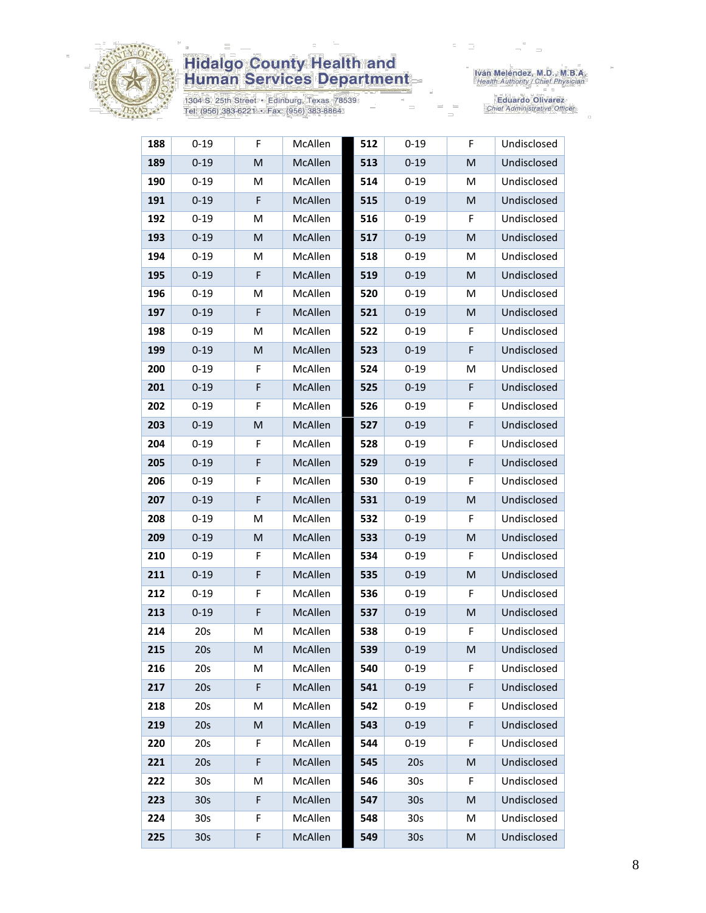| 188 | 0-19 | F | McAllen | 512 | 0-19 | F | Undisclosed |
|---|---|---|---|---|---|---|---|
| 189 | 0-19 | M | McAllen | 513 | 0-19 | M | Undisclosed |
| 190 | 0-19 | M | McAllen | 514 | 0-19 | M | Undisclosed |
| 191 | 0-19 | F | McAllen | 515 | 0-19 | M | Undisclosed |
| 192 | 0-19 | M | McAllen | 516 | 0-19 | F | Undisclosed |
| 193 | 0-19 | M | McAllen | 517 | 0-19 | M | Undisclosed |
| 194 | 0-19 | M | McAllen | 518 | 0-19 | M | Undisclosed |
| 195 | 0-19 | F | McAllen | 519 | 0-19 | M | Undisclosed |
| 196 | 0-19 | M | McAllen | 520 | 0-19 | M | Undisclosed |
| 197 | 0-19 | F | McAllen | 521 | 0-19 | M | Undisclosed |
| 198 | 0-19 | M | McAllen | 522 | 0-19 | F | Undisclosed |
| 199 | 0-19 | M | McAllen | 523 | 0-19 | F | Undisclosed |
| 200 | 0-19 | F | McAllen | 524 | 0-19 | M | Undisclosed |
| 201 | 0-19 | F | McAllen | 525 | 0-19 | F | Undisclosed |
| 202 | 0-19 | F | McAllen | 526 | 0-19 | F | Undisclosed |
| 203 | 0-19 | M | McAllen | 527 | 0-19 | F | Undisclosed |
| 204 | 0-19 | F | McAllen | 528 | 0-19 | F | Undisclosed |
| 205 | 0-19 | F | McAllen | 529 | 0-19 | F | Undisclosed |
| 206 | 0-19 | F | McAllen | 530 | 0-19 | F | Undisclosed |
| 207 | 0-19 | F | McAllen | 531 | 0-19 | M | Undisclosed |
| 208 | 0-19 | M | McAllen | 532 | 0-19 | F | Undisclosed |
| 209 | 0-19 | M | McAllen | 533 | 0-19 | M | Undisclosed |
| 210 | 0-19 | F | McAllen | 534 | 0-19 | F | Undisclosed |
| 211 | 0-19 | F | McAllen | 535 | 0-19 | M | Undisclosed |
| 212 | 0-19 | F | McAllen | 536 | 0-19 | F | Undisclosed |
| 213 | 0-19 | F | McAllen | 537 | 0-19 | M | Undisclosed |
| 214 | 20s | M | McAllen | 538 | 0-19 | F | Undisclosed |
| 215 | 20s | M | McAllen | 539 | 0-19 | M | Undisclosed |
| 216 | 20s | M | McAllen | 540 | 0-19 | F | Undisclosed |
| 217 | 20s | F | McAllen | 541 | 0-19 | F | Undisclosed |
| 218 | 20s | M | McAllen | 542 | 0-19 | F | Undisclosed |
| 219 | 20s | M | McAllen | 543 | 0-19 | F | Undisclosed |
| 220 | 20s | F | McAllen | 544 | 0-19 | F | Undisclosed |
| 221 | 20s | F | McAllen | 545 | 20s | M | Undisclosed |
| 222 | 30s | M | McAllen | 546 | 30s | F | Undisclosed |
| 223 | 30s | F | McAllen | 547 | 30s | M | Undisclosed |
| 224 | 30s | F | McAllen | 548 | 30s | M | Undisclosed |
| 225 | 30s | F | McAllen | 549 | 30s | M | Undisclosed |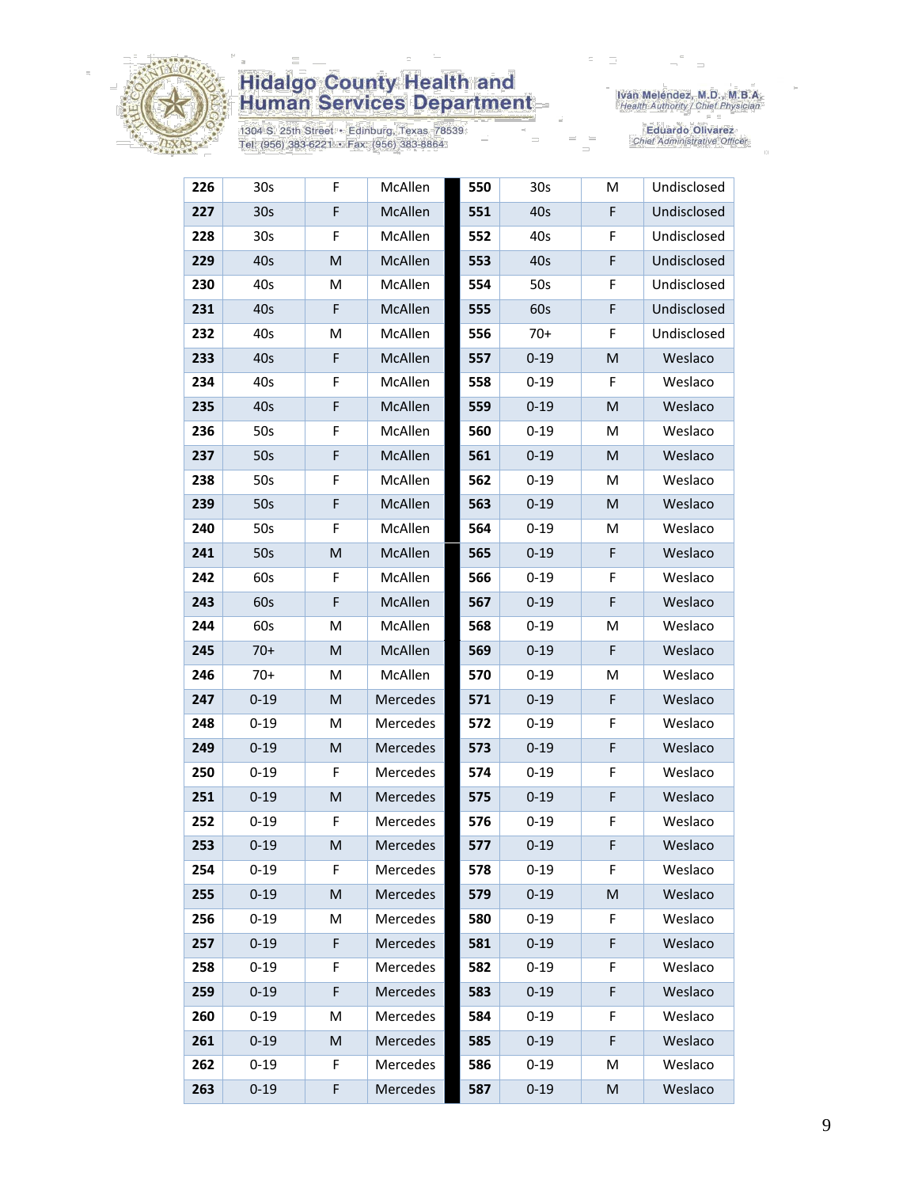| 226 | 30s | F | McAllen | 550 | 30s | M | Undisclosed |
|---|---|---|---|---|---|---|---|
| 227 | 30s | F | McAllen | 551 | 40s | F | Undisclosed |
| 228 | 30s | F | McAllen | 552 | 40s | F | Undisclosed |
| 229 | 40s | M | McAllen | 553 | 40s | F | Undisclosed |
| 230 | 40s | M | McAllen | 554 | 50s | F | Undisclosed |
| 231 | 40s | F | McAllen | 555 | 60s | F | Undisclosed |
| 232 | 40s | M | McAllen | 556 | 70+ | F | Undisclosed |
| 233 | 40s | F | McAllen | 557 | 0-19 | M | Weslaco |
| 234 | 40s | F | McAllen | 558 | 0-19 | F | Weslaco |
| 235 | 40s | F | McAllen | 559 | 0-19 | M | Weslaco |
| 236 | 50s | F | McAllen | 560 | 0-19 | M | Weslaco |
| 237 | 50s | F | McAllen | 561 | 0-19 | M | Weslaco |
| 238 | 50s | F | McAllen | 562 | 0-19 | M | Weslaco |
| 239 | 50s | F | McAllen | 563 | 0-19 | M | Weslaco |
| 240 | 50s | F | McAllen | 564 | 0-19 | M | Weslaco |
| 241 | 50s | M | McAllen | 565 | 0-19 | F | Weslaco |
| 242 | 60s | F | McAllen | 566 | 0-19 | F | Weslaco |
| 243 | 60s | F | McAllen | 567 | 0-19 | F | Weslaco |
| 244 | 60s | M | McAllen | 568 | 0-19 | M | Weslaco |
| 245 | 70+ | M | McAllen | 569 | 0-19 | F | Weslaco |
| 246 | 70+ | M | McAllen | 570 | 0-19 | M | Weslaco |
| 247 | 0-19 | M | Mercedes | 571 | 0-19 | F | Weslaco |
| 248 | 0-19 | M | Mercedes | 572 | 0-19 | F | Weslaco |
| 249 | 0-19 | M | Mercedes | 573 | 0-19 | F | Weslaco |
| 250 | 0-19 | F | Mercedes | 574 | 0-19 | F | Weslaco |
| 251 | 0-19 | M | Mercedes | 575 | 0-19 | F | Weslaco |
| 252 | 0-19 | F | Mercedes | 576 | 0-19 | F | Weslaco |
| 253 | 0-19 | M | Mercedes | 577 | 0-19 | F | Weslaco |
| 254 | 0-19 | F | Mercedes | 578 | 0-19 | F | Weslaco |
| 255 | 0-19 | M | Mercedes | 579 | 0-19 | M | Weslaco |
| 256 | 0-19 | M | Mercedes | 580 | 0-19 | F | Weslaco |
| 257 | 0-19 | F | Mercedes | 581 | 0-19 | F | Weslaco |
| 258 | 0-19 | F | Mercedes | 582 | 0-19 | F | Weslaco |
| 259 | 0-19 | F | Mercedes | 583 | 0-19 | F | Weslaco |
| 260 | 0-19 | M | Mercedes | 584 | 0-19 | F | Weslaco |
| 261 | 0-19 | M | Mercedes | 585 | 0-19 | F | Weslaco |
| 262 | 0-19 | F | Mercedes | 586 | 0-19 | M | Weslaco |
| 263 | 0-19 | F | Mercedes | 587 | 0-19 | M | Weslaco |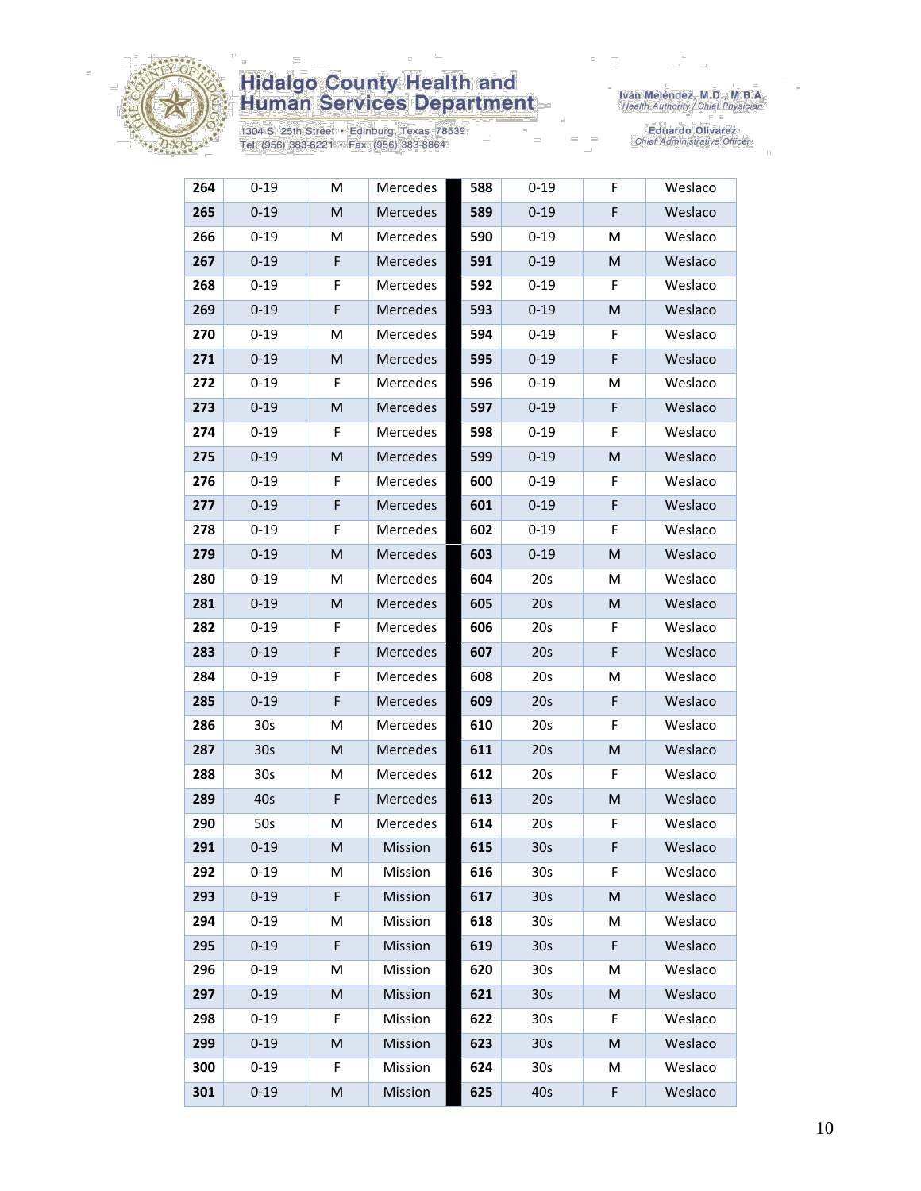| 264 | 0-19 | M | Mercedes | 588 | 0-19 | F | Weslaco |
|---|---|---|---|---|---|---|---|
| 265 | 0-19 | M | Mercedes | 589 | 0-19 | F | Weslaco |
| 266 | 0-19 | M | Mercedes | 590 | 0-19 | M | Weslaco |
| 267 | 0-19 | F | Mercedes | 591 | 0-19 | M | Weslaco |
| 268 | 0-19 | F | Mercedes | 592 | 0-19 | F | Weslaco |
| 269 | 0-19 | F | Mercedes | 593 | 0-19 | M | Weslaco |
| 270 | 0-19 | M | Mercedes | 594 | 0-19 | F | Weslaco |
| 271 | 0-19 | M | Mercedes | 595 | 0-19 | F | Weslaco |
| 272 | 0-19 | F | Mercedes | 596 | 0-19 | M | Weslaco |
| 273 | 0-19 | M | Mercedes | 597 | 0-19 | F | Weslaco |
| 274 | 0-19 | F | Mercedes | 598 | 0-19 | F | Weslaco |
| 275 | 0-19 | M | Mercedes | 599 | 0-19 | M | Weslaco |
| 276 | 0-19 | F | Mercedes | 600 | 0-19 | F | Weslaco |
| 277 | 0-19 | F | Mercedes | 601 | 0-19 | F | Weslaco |
| 278 | 0-19 | F | Mercedes | 602 | 0-19 | F | Weslaco |
| 279 | 0-19 | M | Mercedes | 603 | 0-19 | M | Weslaco |
| 280 | 0-19 | M | Mercedes | 604 | 20s | M | Weslaco |
| 281 | 0-19 | M | Mercedes | 605 | 20s | M | Weslaco |
| 282 | 0-19 | F | Mercedes | 606 | 20s | F | Weslaco |
| 283 | 0-19 | F | Mercedes | 607 | 20s | F | Weslaco |
| 284 | 0-19 | F | Mercedes | 608 | 20s | M | Weslaco |
| 285 | 0-19 | F | Mercedes | 609 | 20s | F | Weslaco |
| 286 | 30s | M | Mercedes | 610 | 20s | F | Weslaco |
| 287 | 30s | M | Mercedes | 611 | 20s | M | Weslaco |
| 288 | 30s | M | Mercedes | 612 | 20s | F | Weslaco |
| 289 | 40s | F | Mercedes | 613 | 20s | M | Weslaco |
| 290 | 50s | M | Mercedes | 614 | 20s | F | Weslaco |
| 291 | 0-19 | M | Mission | 615 | 30s | F | Weslaco |
| 292 | 0-19 | M | Mission | 616 | 30s | F | Weslaco |
| 293 | 0-19 | F | Mission | 617 | 30s | M | Weslaco |
| 294 | 0-19 | M | Mission | 618 | 30s | M | Weslaco |
| 295 | 0-19 | F | Mission | 619 | 30s | F | Weslaco |
| 296 | 0-19 | M | Mission | 620 | 30s | M | Weslaco |
| 297 | 0-19 | M | Mission | 621 | 30s | M | Weslaco |
| 298 | 0-19 | F | Mission | 622 | 30s | F | Weslaco |
| 299 | 0-19 | M | Mission | 623 | 30s | M | Weslaco |
| 300 | 0-19 | F | Mission | 624 | 30s | M | Weslaco |
| 301 | 0-19 | M | Mission | 625 | 40s | F | Weslaco |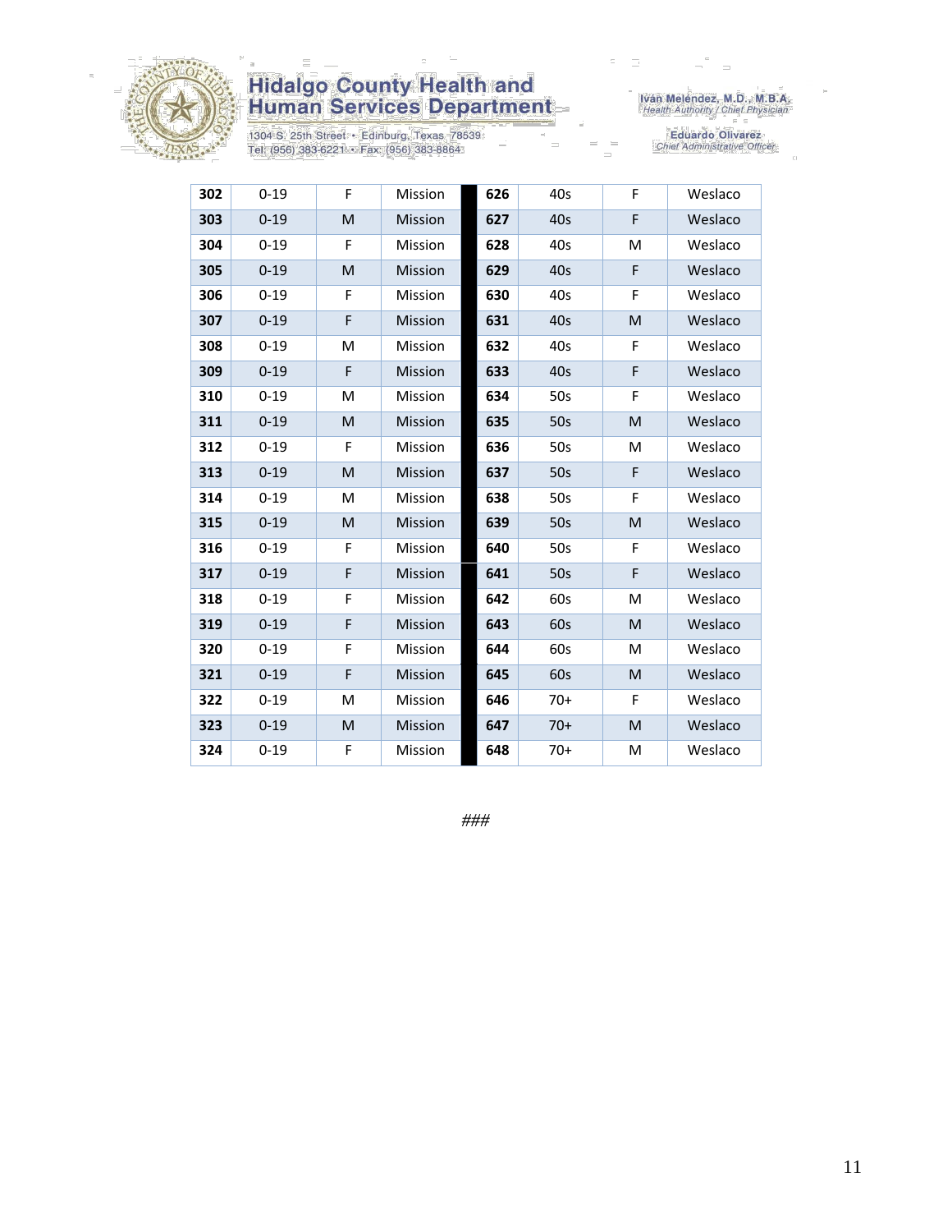| | | | | | | | | |
|---|---|---|---|---|---|---|---|---|
| **302** | 0-19 | F | Mission | | **626** | 40s | F | Weslaco |
| **303** | 0-19 | M | Mission | | **627** | 40s | F | Weslaco |
| **304** | 0-19 | F | Mission | | **628** | 40s | M | Weslaco |
| **305** | 0-19 | M | Mission | | **629** | 40s | F | Weslaco |
| **306** | 0-19 | F | Mission | | **630** | 40s | F | Weslaco |
| **307** | 0-19 | F | Mission | | **631** | 40s | M | Weslaco |
| **308** | 0-19 | M | Mission | | **632** | 40s | F | Weslaco |
| **309** | 0-19 | F | Mission | | **633** | 40s | F | Weslaco |
| **310** | 0-19 | M | Mission | | **634** | 50s | F | Weslaco |
| **311** | 0-19 | M | Mission | | **635** | 50s | M | Weslaco |
| **312** | 0-19 | F | Mission | | **636** | 50s | M | Weslaco |
| **313** | 0-19 | M | Mission | | **637** | 50s | F | Weslaco |
| **314** | 0-19 | M | Mission | | **638** | 50s | F | Weslaco |
| **315** | 0-19 | M | Mission | | **639** | 50s | M | Weslaco |
| **316** | 0-19 | F | Mission | | **640** | 50s | F | Weslaco |
| **317** | 0-19 | F | Mission | | **641** | 50s | F | Weslaco |
| **318** | 0-19 | F | Mission | | **642** | 60s | M | Weslaco |
| **319** | 0-19 | F | Mission | | **643** | 60s | M | Weslaco |
| **320** | 0-19 | F | Mission | | **644** | 60s | M | Weslaco |
| **321** | 0-19 | F | Mission | | **645** | 60s | M | Weslaco |
| **322** | 0-19 | M | Mission | | **646** | 70+ | F | Weslaco |
| **323** | 0-19 | M | Mission | | **647** | 70+ | M | Weslaco |
| **324** | 0-19 | F | Mission | | **648** | 70+ | M | Weslaco |

###